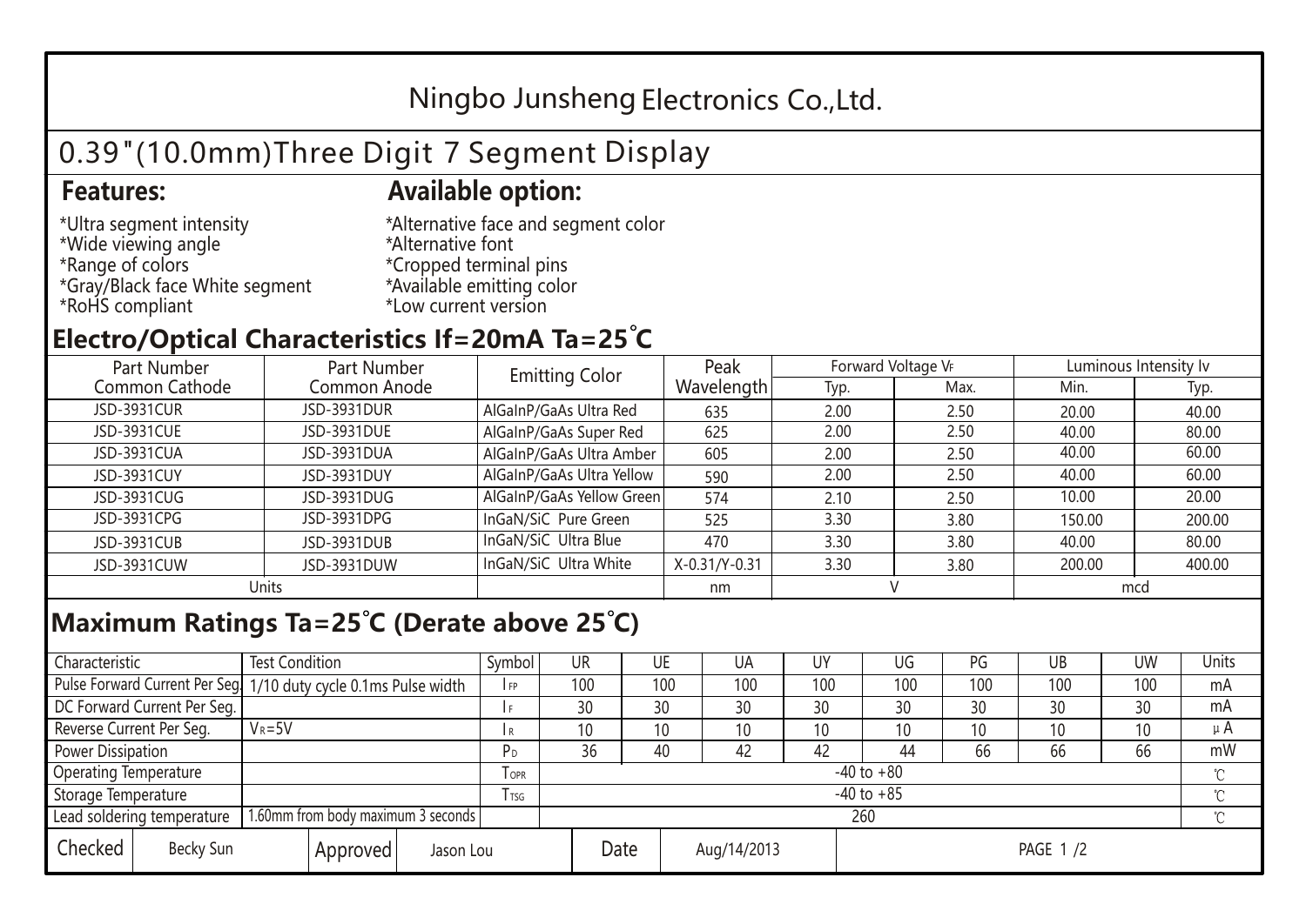# Ningbo Junsheng Electronics Co.,Ltd.

## 0.39"(10.0mm)Three Digit 7 Segment Display

**Features:**

*Ultra segment intensity
*Wide viewing angle
*Range of colors
*Gray/Black face White segment
*RoHS compliant

**Available option:**

*Alternative face and segment color
*Alternative font
*Cropped terminal pins
*Available emitting color
*Low current version

## Electro/Optical Characteristics If=20mA Ta=25°C

| Part Number Common Cathode | Part Number Common Anode | Emitting Color | Peak Wavelength | Forward Voltage $V_F$ | | Luminous Intensity Iv | |
|---|---|---|---|---|---|---|---|
| | | | | Typ. | Max. | Min. | Typ. |
| JSD-3931CUR | JSD-3931DUR | AlGaInP/GaAs Ultra Red | 635 | 2.00 | 2.50 | 20.00 | 40.00 |
| JSD-3931CUE | JSD-3931DUE | AlGaInP/GaAs Super Red | 625 | 2.00 | 2.50 | 40.00 | 80.00 |
| JSD-3931CUA | JSD-3931DUA | AlGaInP/GaAs Ultra Amber | 605 | 2.00 | 2.50 | 40.00 | 60.00 |
| JSD-3931CUY | JSD-3931DUY | AlGaInP/GaAs Ultra Yellow | 590 | 2.00 | 2.50 | 40.00 | 60.00 |
| JSD-3931CUG | JSD-3931DUG | AlGaInP/GaAs Yellow Green | 574 | 2.10 | 2.50 | 10.00 | 20.00 |
| JSD-3931CPG | JSD-3931DPG | InGaN/SiC Pure Green | 525 | 3.30 | 3.80 | 150.00 | 200.00 |
| JSD-3931CUB | JSD-3931DUB | InGaN/SiC Ultra Blue | 470 | 3.30 | 3.80 | 40.00 | 80.00 |
| JSD-3931CUW | JSD-3931DUW | InGaN/SiC Ultra White | X-0.31/Y-0.31 | 3.30 | 3.80 | 200.00 | 400.00 |
| Units | | | nm | V | | mcd | |

## Maximum Ratings Ta=25°C (Derate above 25°C)

| Characteristic | Test Condition | Symbol | UR | UE | UA | UY | UG | PG | UB | UW | Units |
|---|---|---|---|---|---|---|---|---|---|---|---|
| Pulse Forward Current Per Seg. | 1/10 duty cycle 0.1ms Pulse width | $I_{FP}$ | 100 | 100 | 100 | 100 | 100 | 100 | 100 | 100 | mA |
| DC Forward Current Per Seg. | | $I_F$ | 30 | 30 | 30 | 30 | 30 | 30 | 30 | 30 | mA |
| Reverse Current Per Seg. | $V_R$=5V | $I_R$ | 10 | 10 | 10 | 10 | 10 | 10 | 10 | 10 | μA |
| Power Dissipation | | $P_D$ | 36 | 40 | 42 | 42 | 44 | 66 | 66 | 66 | mW |
| Operating Temperature | | $T_{OPR}$ | -40 to +80 | | | | | | | | ℃ |
| Storage Temperature | | $T_{TSG}$ | -40 to +85 | | | | | | | | ℃ |
| Lead soldering temperature | 1.60mm from body maximum 3 seconds | | 260 | | | | | | | | ℃ |

| Checked | Becky Sun | Approved | Jason Lou | Date | Aug/14/2013 |
|---|---|---|---|---|---|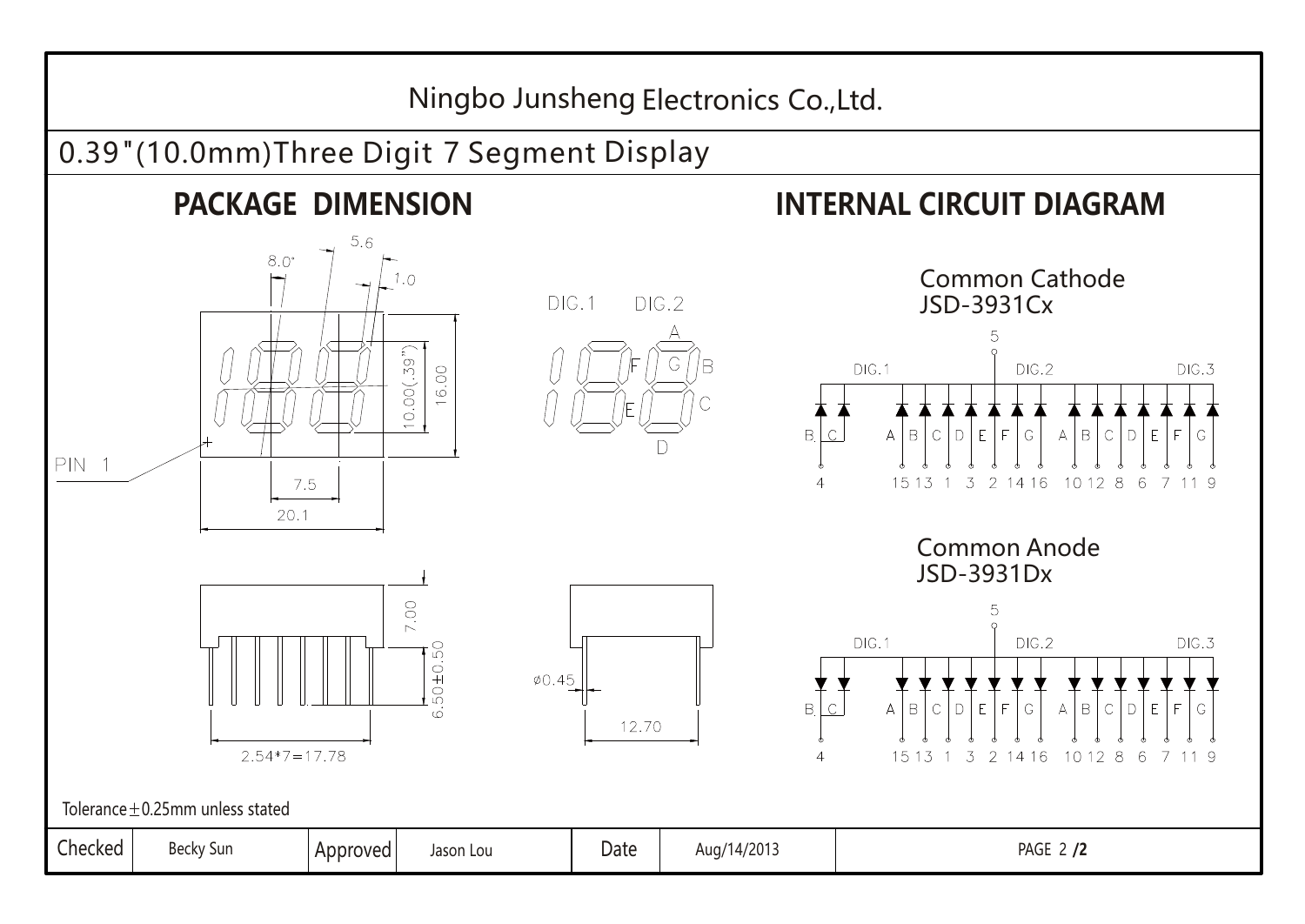Ningbo Junsheng Electronics Co.,Ltd.

0.39"(10.0mm)Three Digit 7 Segment Display

## PACKAGE DIMENSION

8.0°
5.6
1.0
10.00(.39")
16.00
PIN 1
7.5
20.1

DIG.1 DIG.2
A
F G B
E C
D

7.00
6.50±0.50
2.54*7=17.78
ø0.45
12.70

## INTERNAL CIRCUIT DIAGRAM

Common Cathode
JSD-3931Cx

5
DIG.1 DIG.2 DIG.3
B C A B C D E F G A B C D E F G
4 15 13 1 3 2 14 16 10 12 8 6 7 11 9

Common Anode
JSD-3931Dx

5
DIG.1 DIG.2 DIG.3
B C A B C D E F G A B C D E F G
4 15 13 1 3 2 14 16 10 12 8 6 7 11 9

Tolerance ±0.25mm unless stated

| Checked | Becky Sun | Approved | Jason Lou | Date | Aug/14/2013 | PAGE 2 /2 |
|---|---|---|---|---|---|---|